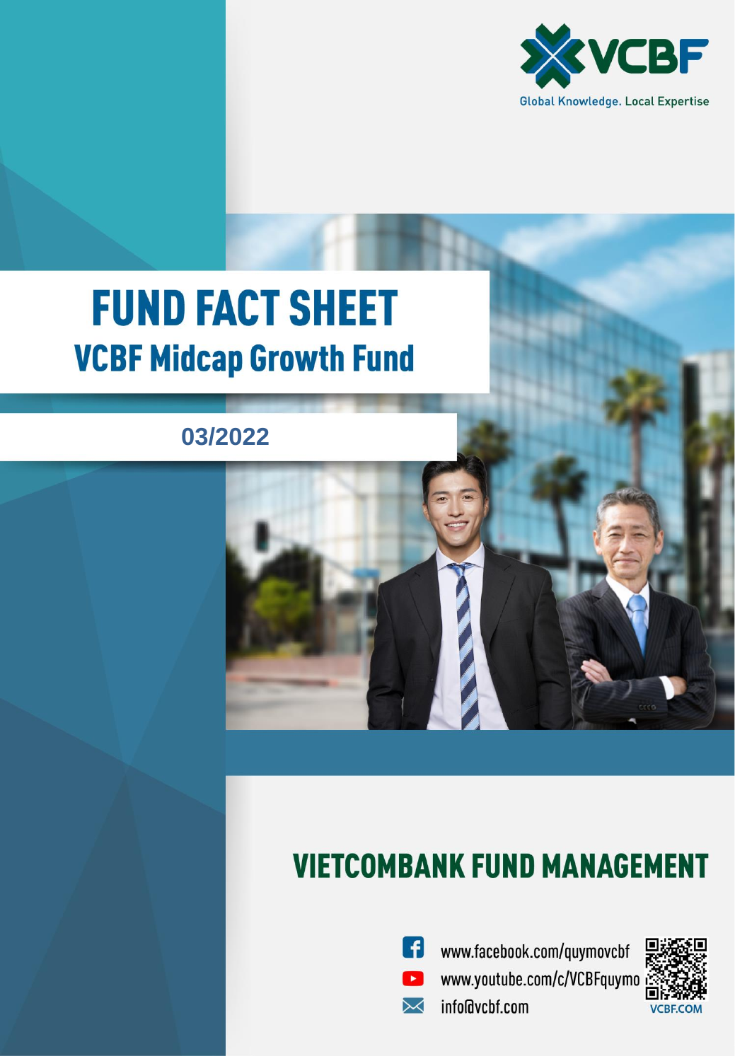VCBF

Global Knowledge. Local Expertise

# FUND FACT SHEET

## VCBF Midcap Growth Fund

03/2022

## VIETCOMBANK FUND MANAGEMENT

www.facebook.com/quymovcbf

www.youtube.com/c/VCBFquymo

info@vcbf.com

VCBF.COM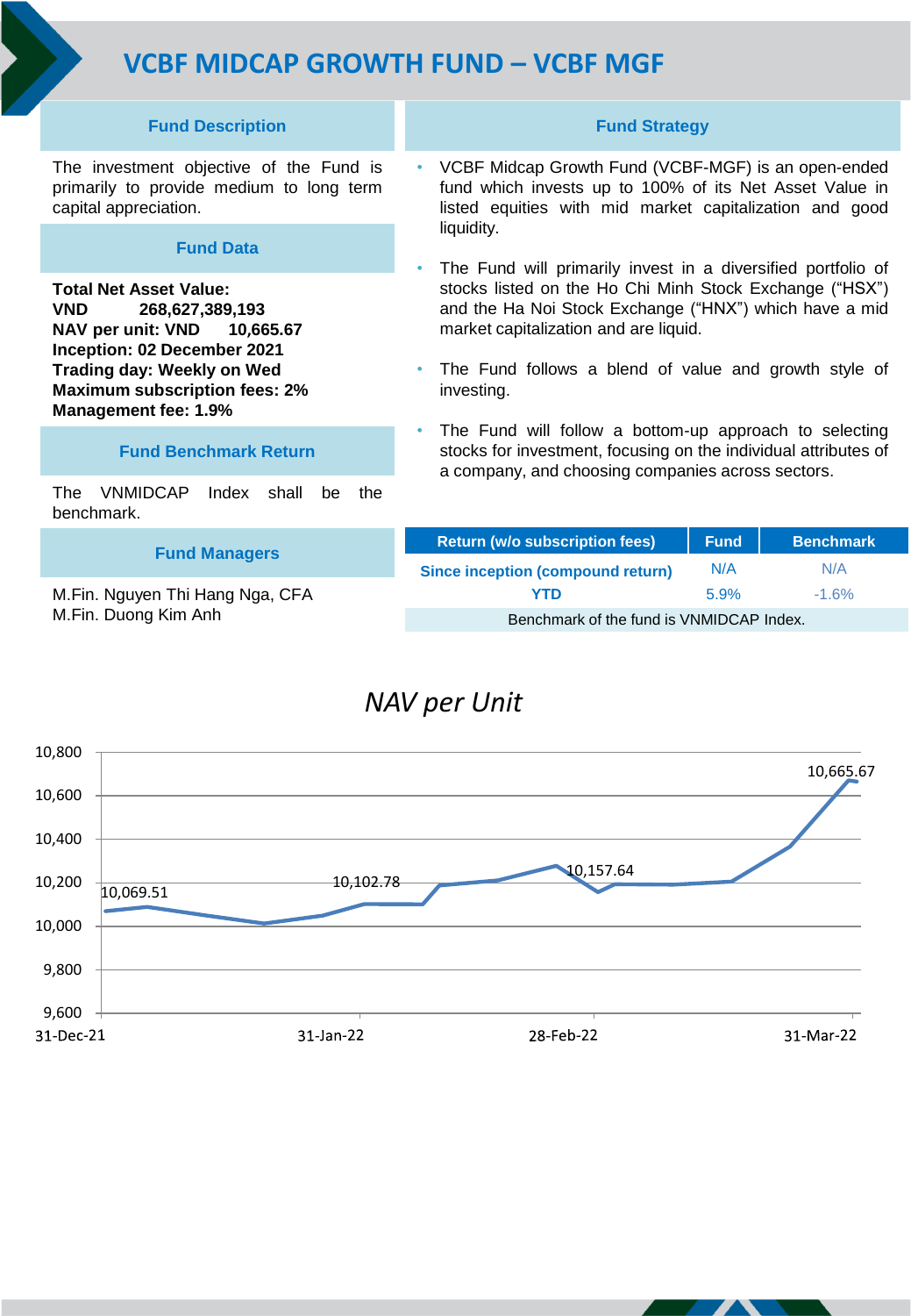# VCBF MIDCAP GROWTH FUND – VCBF MGF

## Fund Description

The investment objective of the Fund is primarily to provide medium to long term capital appreciation.

## Fund Data

**Total Net Asset Value:**
**VND 268,627,389,193**
**NAV per unit: VND 10,665.67**
**Inception: 02 December 2021**
**Trading day: Weekly on Wed**
**Maximum subscription fees: 2%**
**Management fee: 1.9%**

## Fund Benchmark Return

The VNMIDCAP Index shall be the benchmark.

## Fund Managers

M.Fin. Nguyen Thi Hang Nga, CFA
M.Fin. Duong Kim Anh

## Fund Strategy

- VCBF Midcap Growth Fund (VCBF-MGF) is an open-ended fund which invests up to 100% of its Net Asset Value in listed equities with mid market capitalization and good liquidity.
- The Fund will primarily invest in a diversified portfolio of stocks listed on the Ho Chi Minh Stock Exchange ("HSX") and the Ha Noi Stock Exchange ("HNX") which have a mid market capitalization and are liquid.
- The Fund follows a blend of value and growth style of investing.
- The Fund will follow a bottom-up approach to selecting stocks for investment, focusing on the individual attributes of a company, and choosing companies across sectors.

| Return (w/o subscription fees) | Fund | Benchmark |
|---|---|---|
| Since inception (compound return) | N/A | N/A |
| YTD | 5.9% | -1.6% |

Benchmark of the fund is VNMIDCAP Index.

## *NAV per Unit*

| Date | NAV per Unit |
|---|---|
| 31-Dec-21 | 10,069.51 |
| 31-Jan-22 | 10,102.78 |
| 28-Feb-22 | 10,157.64 |
| 31-Mar-22 | 10,665.67 |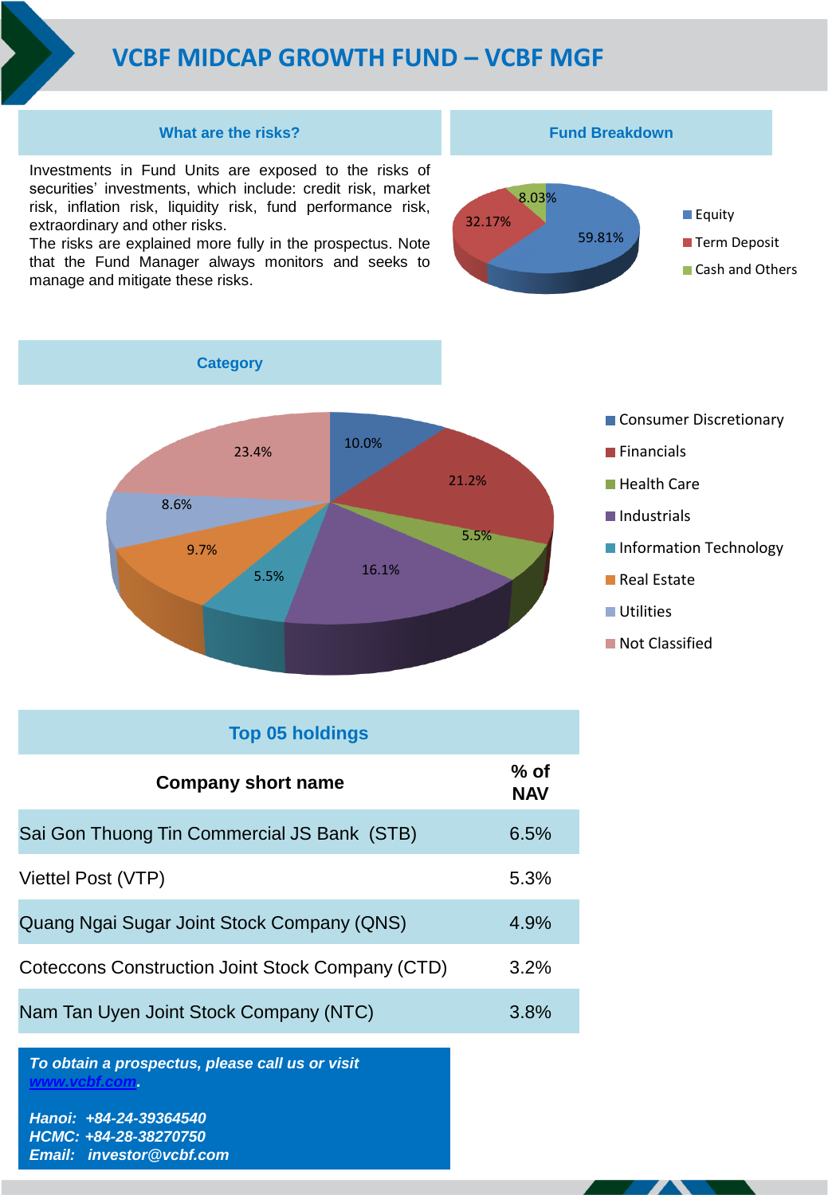# VCBF MIDCAP GROWTH FUND – VCBF MGF

## What are the risks?

Investments in Fund Units are exposed to the risks of securities' investments, which include: credit risk, market risk, inflation risk, liquidity risk, fund performance risk, extraordinary and other risks.
The risks are explained more fully in the prospectus. Note that the Fund Manager always monitors and seeks to manage and mitigate these risks.

## Fund Breakdown

59.81%
32.17%
8.03%

Equity
Term Deposit
Cash and Others

## Category

10.0%
21.2%
5.5%
16.1%
5.5%
9.7%
8.6%
23.4%

Consumer Discretionary
Financials
Health Care
Industrials
Information Technology
Real Estate
Utilities
Not Classified

## Top 05 holdings

| Company short name | % of NAV |
|---|---|
| Sai Gon Thuong Tin Commercial JS Bank (STB) | 6.5% |
| Viettel Post (VTP) | 5.3% |
| Quang Ngai Sugar Joint Stock Company (QNS) | 4.9% |
| Coteccons Construction Joint Stock Company (CTD) | 3.2% |
| Nam Tan Uyen Joint Stock Company (NTC) | 3.8% |

***To obtain a prospectus, please call us or visit [www.vcbf.com](http://www.vcbf.com).***

***Hanoi: +84-24-39364540***
***HCMC: +84-28-38270750***
***Email: investor@vcbf.com***